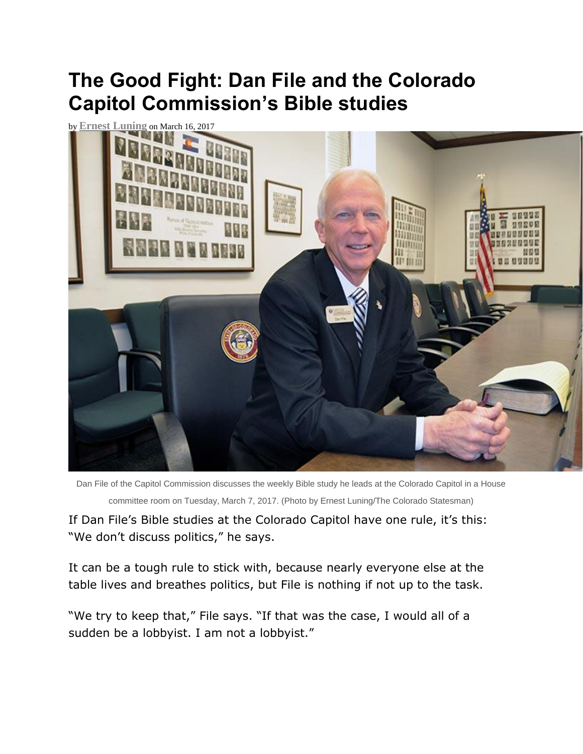# The Good Fight: Dan File and the Colorado Capitol Commission's Bible studies

by **Ernest Luning** on March 16, 2017

Dan File of the Capitol Commission discusses the weekly Bible study he leads at the Colorado Capitol in a House committee room on Tuesday, March 7, 2017. (Photo by Ernest Luning/The Colorado Statesman)

If Dan File's Bible studies at the Colorado Capitol have one rule, it's this: "We don't discuss politics," he says.

It can be a tough rule to stick with, because nearly everyone else at the table lives and breathes politics, but File is nothing if not up to the task.

"We try to keep that," File says. "If that was the case, I would all of a sudden be a lobbyist. I am not a lobbyist."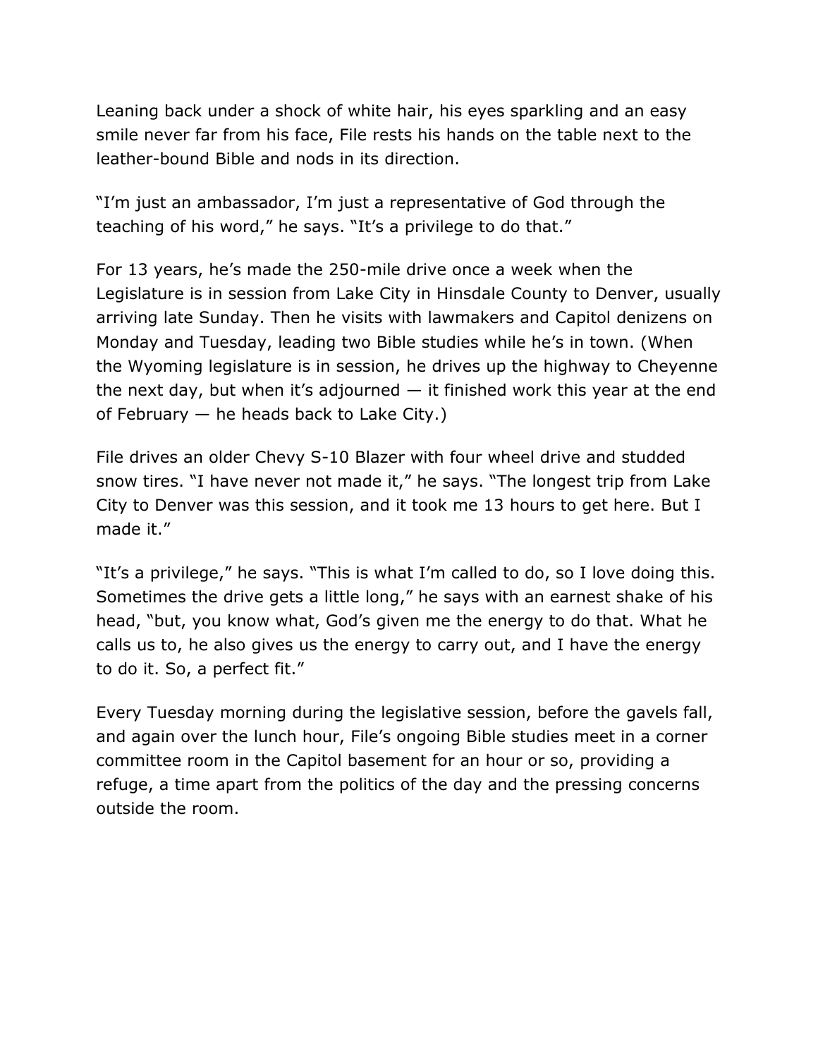Leaning back under a shock of white hair, his eyes sparkling and an easy smile never far from his face, File rests his hands on the table next to the leather-bound Bible and nods in its direction.

“I’m just an ambassador, I’m just a representative of God through the teaching of his word,” he says. “It’s a privilege to do that.”

For 13 years, he’s made the 250-mile drive once a week when the Legislature is in session from Lake City in Hinsdale County to Denver, usually arriving late Sunday. Then he visits with lawmakers and Capitol denizens on Monday and Tuesday, leading two Bible studies while he’s in town. (When the Wyoming legislature is in session, he drives up the highway to Cheyenne the next day, but when it’s adjourned — it finished work this year at the end of February — he heads back to Lake City.)

File drives an older Chevy S-10 Blazer with four wheel drive and studded snow tires. “I have never not made it,” he says. “The longest trip from Lake City to Denver was this session, and it took me 13 hours to get here. But I made it.”

“It’s a privilege,” he says. “This is what I’m called to do, so I love doing this. Sometimes the drive gets a little long,” he says with an earnest shake of his head, “but, you know what, God’s given me the energy to do that. What he calls us to, he also gives us the energy to carry out, and I have the energy to do it. So, a perfect fit.”

Every Tuesday morning during the legislative session, before the gavels fall, and again over the lunch hour, File’s ongoing Bible studies meet in a corner committee room in the Capitol basement for an hour or so, providing a refuge, a time apart from the politics of the day and the pressing concerns outside the room.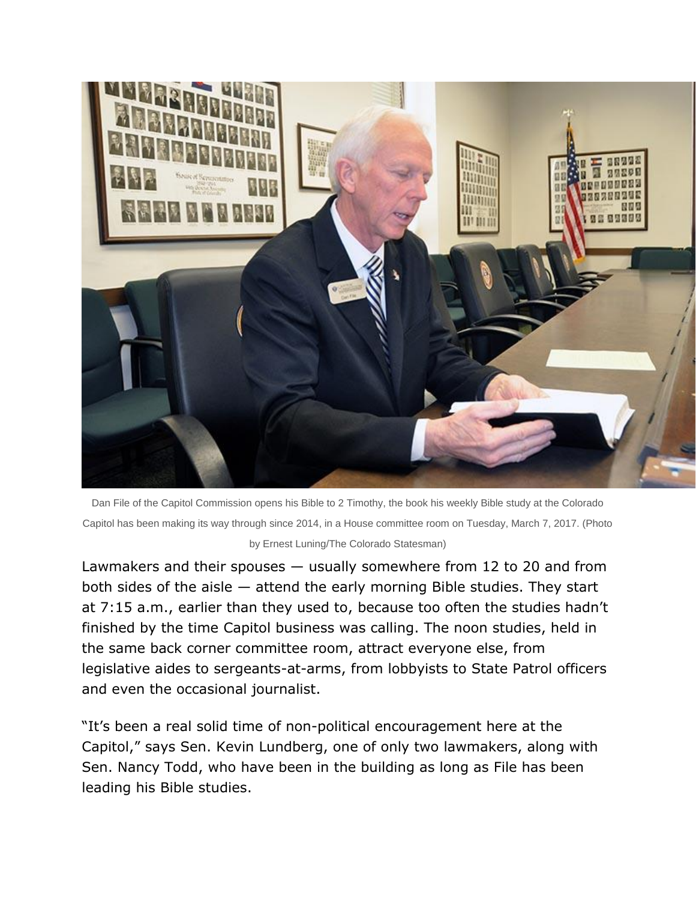Dan File of the Capitol Commission opens his Bible to 2 Timothy, the book his weekly Bible study at the Colorado Capitol has been making its way through since 2014, in a House committee room on Tuesday, March 7, 2017. (Photo by Ernest Luning/The Colorado Statesman)

Lawmakers and their spouses — usually somewhere from 12 to 20 and from both sides of the aisle — attend the early morning Bible studies. They start at 7:15 a.m., earlier than they used to, because too often the studies hadn't finished by the time Capitol business was calling. The noon studies, held in the same back corner committee room, attract everyone else, from legislative aides to sergeants-at-arms, from lobbyists to State Patrol officers and even the occasional journalist.

"It's been a real solid time of non-political encouragement here at the Capitol," says Sen. Kevin Lundberg, one of only two lawmakers, along with Sen. Nancy Todd, who have been in the building as long as File has been leading his Bible studies.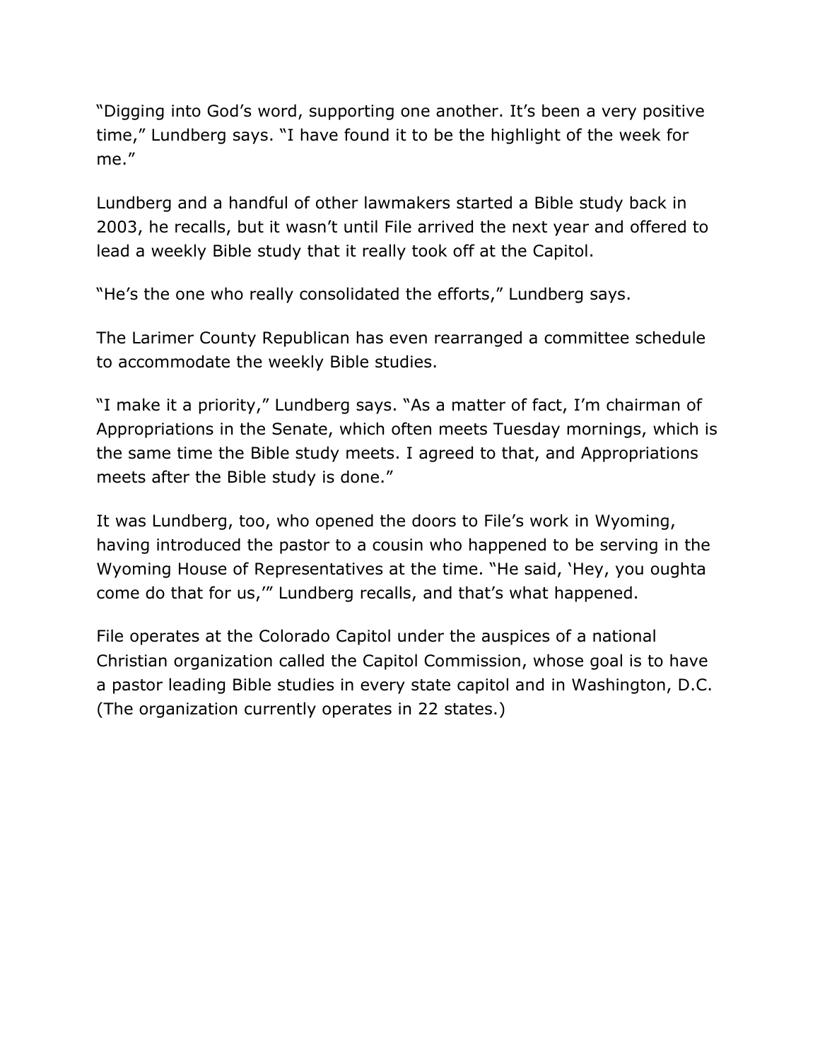"Digging into God's word, supporting one another. It's been a very positive time," Lundberg says. "I have found it to be the highlight of the week for me."

Lundberg and a handful of other lawmakers started a Bible study back in 2003, he recalls, but it wasn't until File arrived the next year and offered to lead a weekly Bible study that it really took off at the Capitol.

"He's the one who really consolidated the efforts," Lundberg says.

The Larimer County Republican has even rearranged a committee schedule to accommodate the weekly Bible studies.

"I make it a priority," Lundberg says. "As a matter of fact, I'm chairman of Appropriations in the Senate, which often meets Tuesday mornings, which is the same time the Bible study meets. I agreed to that, and Appropriations meets after the Bible study is done."

It was Lundberg, too, who opened the doors to File's work in Wyoming, having introduced the pastor to a cousin who happened to be serving in the Wyoming House of Representatives at the time. "He said, 'Hey, you oughta come do that for us,'" Lundberg recalls, and that's what happened.

File operates at the Colorado Capitol under the auspices of a national Christian organization called the Capitol Commission, whose goal is to have a pastor leading Bible studies in every state capitol and in Washington, D.C. (The organization currently operates in 22 states.)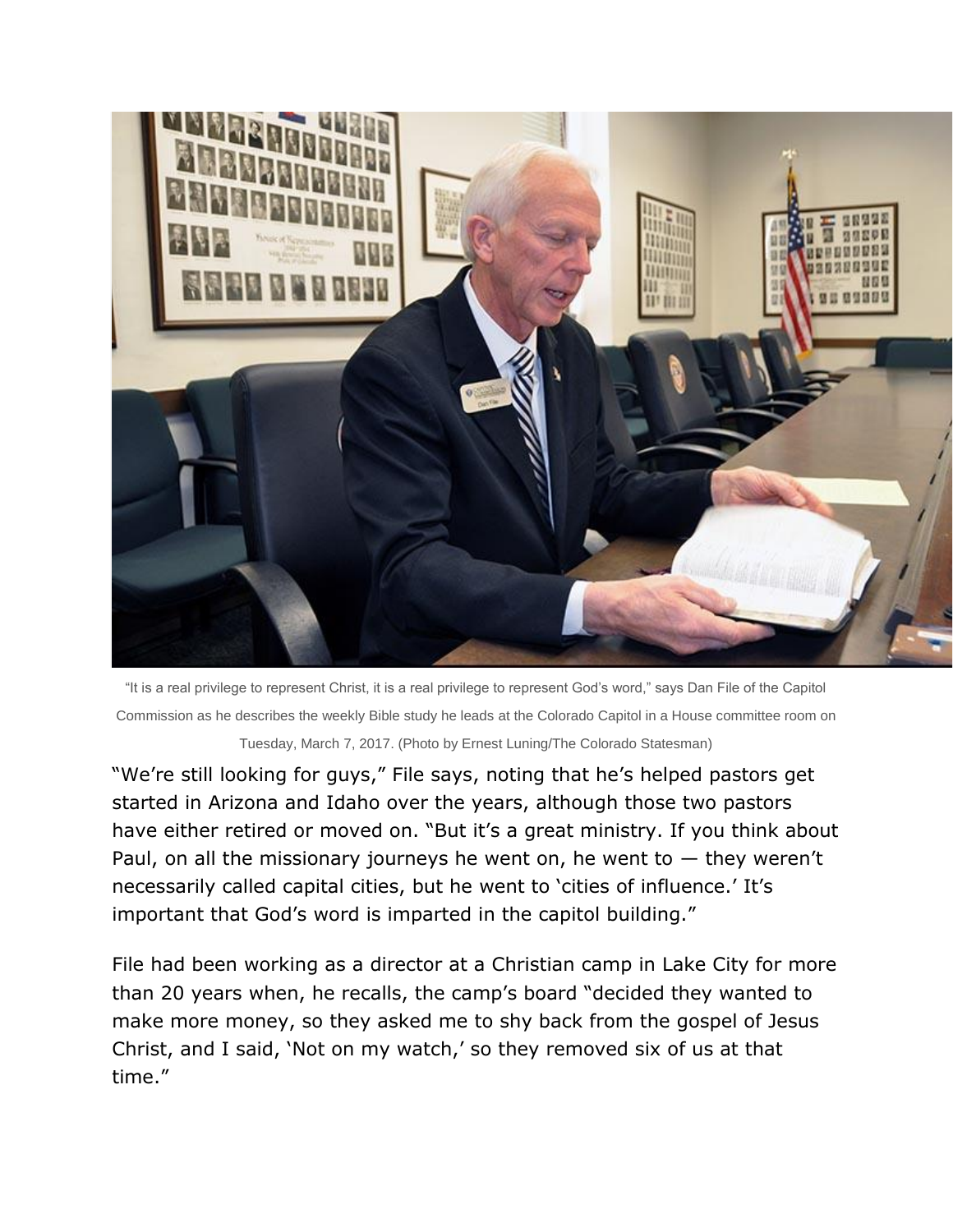“It is a real privilege to represent Christ, it is a real privilege to represent God’s word,” says Dan File of the Capitol Commission as he describes the weekly Bible study he leads at the Colorado Capitol in a House committee room on Tuesday, March 7, 2017. (Photo by Ernest Luning/The Colorado Statesman)

“We’re still looking for guys,” File says, noting that he’s helped pastors get started in Arizona and Idaho over the years, although those two pastors have either retired or moved on. “But it’s a great ministry. If you think about Paul, on all the missionary journeys he went on, he went to — they weren’t necessarily called capital cities, but he went to ‘cities of influence.’ It’s important that God’s word is imparted in the capitol building.”

File had been working as a director at a Christian camp in Lake City for more than 20 years when, he recalls, the camp’s board “decided they wanted to make more money, so they asked me to shy back from the gospel of Jesus Christ, and I said, ‘Not on my watch,’ so they removed six of us at that time.”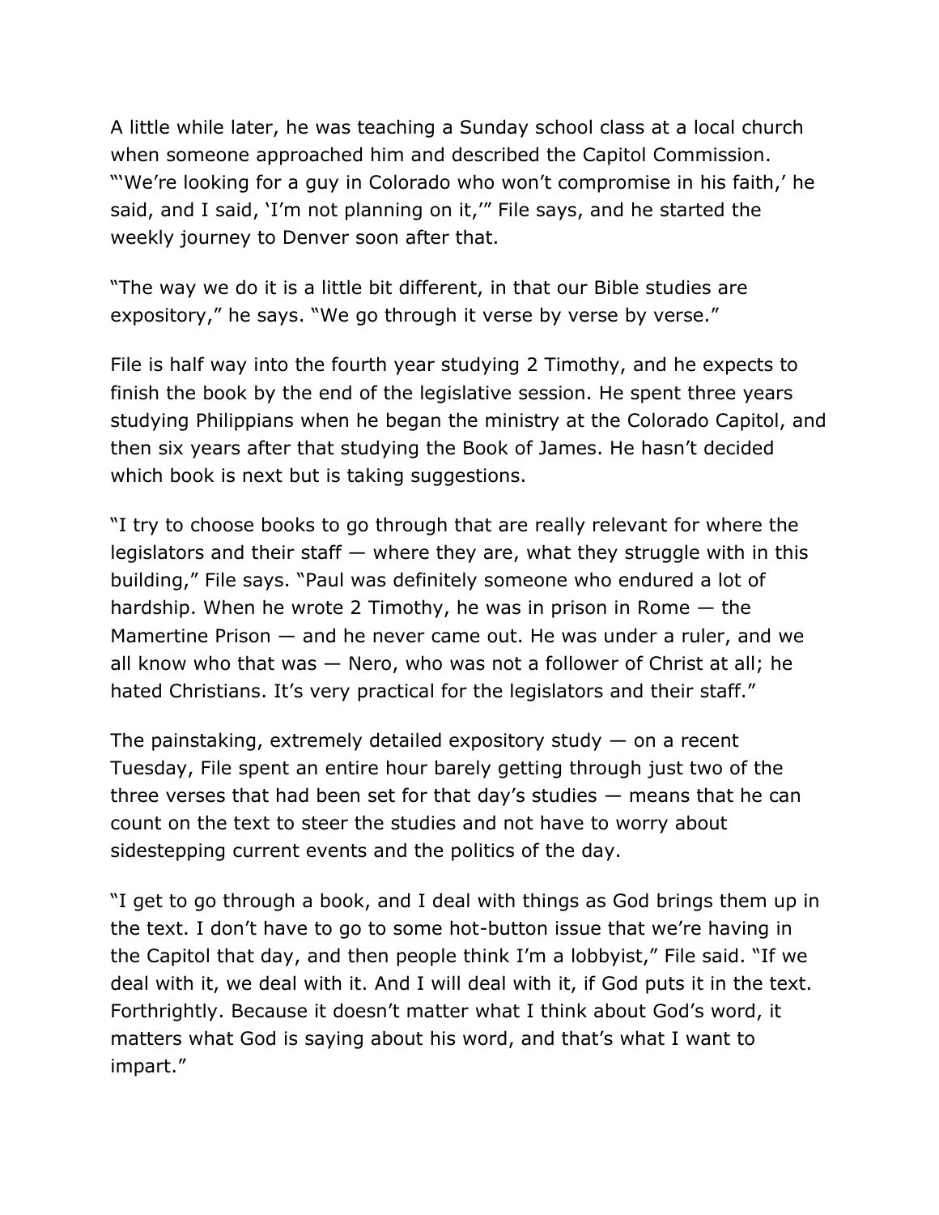A little while later, he was teaching a Sunday school class at a local church when someone approached him and described the Capitol Commission. "'We're looking for a guy in Colorado who won't compromise in his faith,' he said, and I said, 'I'm not planning on it,'" File says, and he started the weekly journey to Denver soon after that.

"The way we do it is a little bit different, in that our Bible studies are expository," he says. "We go through it verse by verse by verse."

File is half way into the fourth year studying 2 Timothy, and he expects to finish the book by the end of the legislative session. He spent three years studying Philippians when he began the ministry at the Colorado Capitol, and then six years after that studying the Book of James. He hasn't decided which book is next but is taking suggestions.

"I try to choose books to go through that are really relevant for where the legislators and their staff — where they are, what they struggle with in this building," File says. "Paul was definitely someone who endured a lot of hardship. When he wrote 2 Timothy, he was in prison in Rome — the Mamertine Prison — and he never came out. He was under a ruler, and we all know who that was — Nero, who was not a follower of Christ at all; he hated Christians. It's very practical for the legislators and their staff."

The painstaking, extremely detailed expository study — on a recent Tuesday, File spent an entire hour barely getting through just two of the three verses that had been set for that day's studies — means that he can count on the text to steer the studies and not have to worry about sidestepping current events and the politics of the day.

"I get to go through a book, and I deal with things as God brings them up in the text. I don't have to go to some hot-button issue that we're having in the Capitol that day, and then people think I'm a lobbyist," File said. "If we deal with it, we deal with it. And I will deal with it, if God puts it in the text. Forthrightly. Because it doesn't matter what I think about God's word, it matters what God is saying about his word, and that's what I want to impart."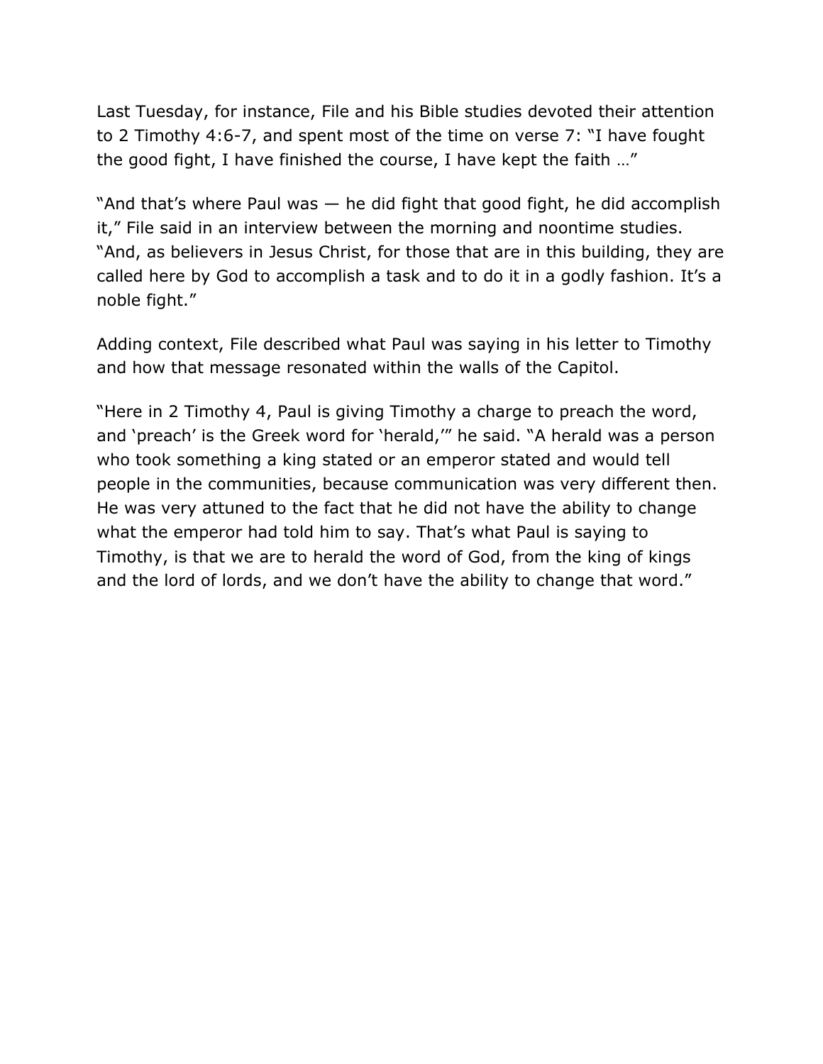Last Tuesday, for instance, File and his Bible studies devoted their attention to 2 Timothy 4:6-7, and spent most of the time on verse 7: "I have fought the good fight, I have finished the course, I have kept the faith …"

"And that's where Paul was — he did fight that good fight, he did accomplish it," File said in an interview between the morning and noontime studies. "And, as believers in Jesus Christ, for those that are in this building, they are called here by God to accomplish a task and to do it in a godly fashion. It's a noble fight."

Adding context, File described what Paul was saying in his letter to Timothy and how that message resonated within the walls of the Capitol.

"Here in 2 Timothy 4, Paul is giving Timothy a charge to preach the word, and 'preach' is the Greek word for 'herald,'" he said. "A herald was a person who took something a king stated or an emperor stated and would tell people in the communities, because communication was very different then. He was very attuned to the fact that he did not have the ability to change what the emperor had told him to say. That's what Paul is saying to Timothy, is that we are to herald the word of God, from the king of kings and the lord of lords, and we don't have the ability to change that word."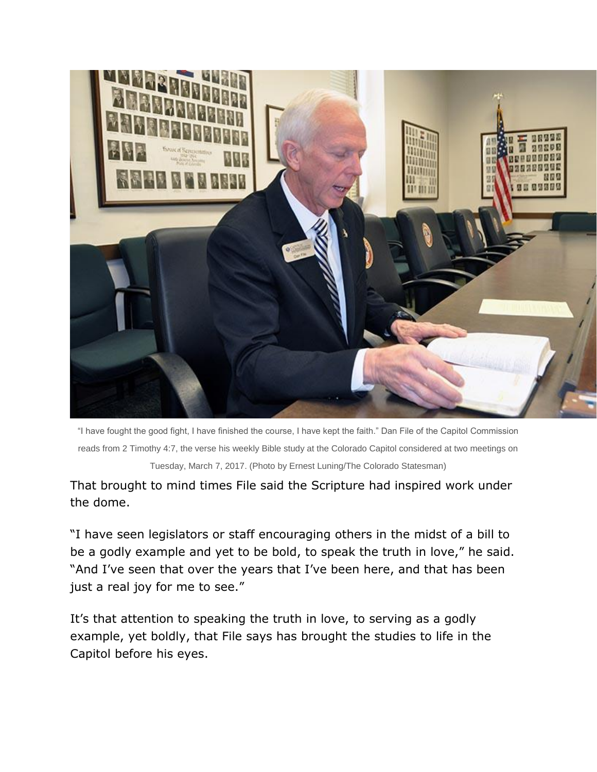"I have fought the good fight, I have finished the course, I have kept the faith." Dan File of the Capitol Commission reads from 2 Timothy 4:7, the verse his weekly Bible study at the Colorado Capitol considered at two meetings on Tuesday, March 7, 2017. (Photo by Ernest Luning/The Colorado Statesman)

That brought to mind times File said the Scripture had inspired work under the dome.

"I have seen legislators or staff encouraging others in the midst of a bill to be a godly example and yet to be bold, to speak the truth in love," he said. "And I've seen that over the years that I've been here, and that has been just a real joy for me to see."

It's that attention to speaking the truth in love, to serving as a godly example, yet boldly, that File says has brought the studies to life in the Capitol before his eyes.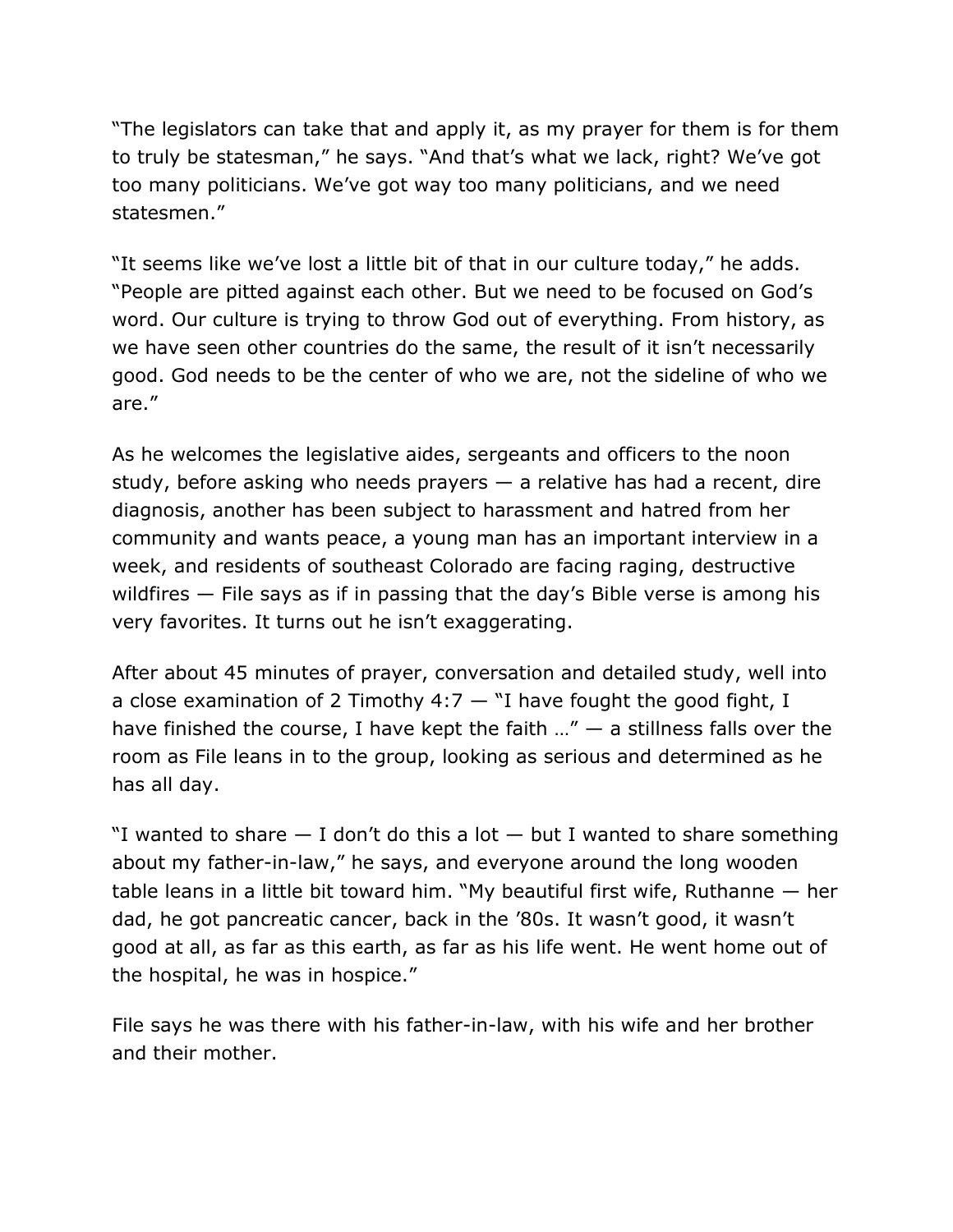"The legislators can take that and apply it, as my prayer for them is for them to truly be statesman," he says. "And that's what we lack, right? We've got too many politicians. We've got way too many politicians, and we need statesmen."

"It seems like we've lost a little bit of that in our culture today," he adds. "People are pitted against each other. But we need to be focused on God's word. Our culture is trying to throw God out of everything. From history, as we have seen other countries do the same, the result of it isn't necessarily good. God needs to be the center of who we are, not the sideline of who we are."

As he welcomes the legislative aides, sergeants and officers to the noon study, before asking who needs prayers — a relative has had a recent, dire diagnosis, another has been subject to harassment and hatred from her community and wants peace, a young man has an important interview in a week, and residents of southeast Colorado are facing raging, destructive wildfires — File says as if in passing that the day's Bible verse is among his very favorites. It turns out he isn't exaggerating.

After about 45 minutes of prayer, conversation and detailed study, well into a close examination of 2 Timothy 4:7 — "I have fought the good fight, I have finished the course, I have kept the faith …" — a stillness falls over the room as File leans in to the group, looking as serious and determined as he has all day.

"I wanted to share — I don't do this a lot — but I wanted to share something about my father-in-law," he says, and everyone around the long wooden table leans in a little bit toward him. "My beautiful first wife, Ruthanne — her dad, he got pancreatic cancer, back in the '80s. It wasn't good, it wasn't good at all, as far as this earth, as far as his life went. He went home out of the hospital, he was in hospice."

File says he was there with his father-in-law, with his wife and her brother and their mother.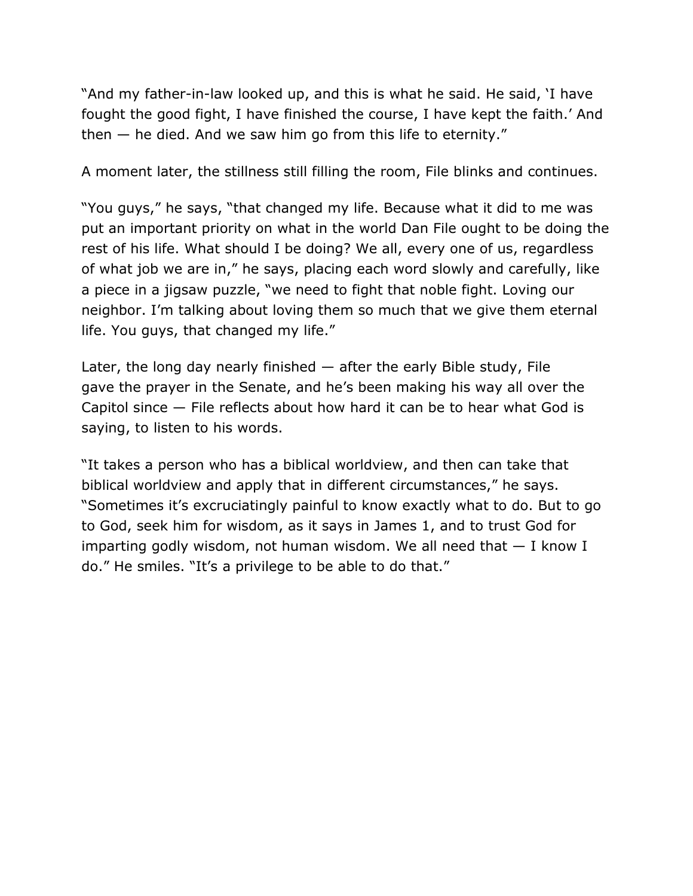"And my father-in-law looked up, and this is what he said. He said, 'I have fought the good fight, I have finished the course, I have kept the faith.' And then — he died. And we saw him go from this life to eternity."

A moment later, the stillness still filling the room, File blinks and continues.

"You guys," he says, "that changed my life. Because what it did to me was put an important priority on what in the world Dan File ought to be doing the rest of his life. What should I be doing? We all, every one of us, regardless of what job we are in," he says, placing each word slowly and carefully, like a piece in a jigsaw puzzle, "we need to fight that noble fight. Loving our neighbor. I'm talking about loving them so much that we give them eternal life. You guys, that changed my life."

Later, the long day nearly finished — after the early Bible study, File gave the prayer in the Senate, and he's been making his way all over the Capitol since — File reflects about how hard it can be to hear what God is saying, to listen to his words.

"It takes a person who has a biblical worldview, and then can take that biblical worldview and apply that in different circumstances," he says. "Sometimes it's excruciatingly painful to know exactly what to do. But to go to God, seek him for wisdom, as it says in James 1, and to trust God for imparting godly wisdom, not human wisdom. We all need that — I know I do." He smiles. "It's a privilege to be able to do that."